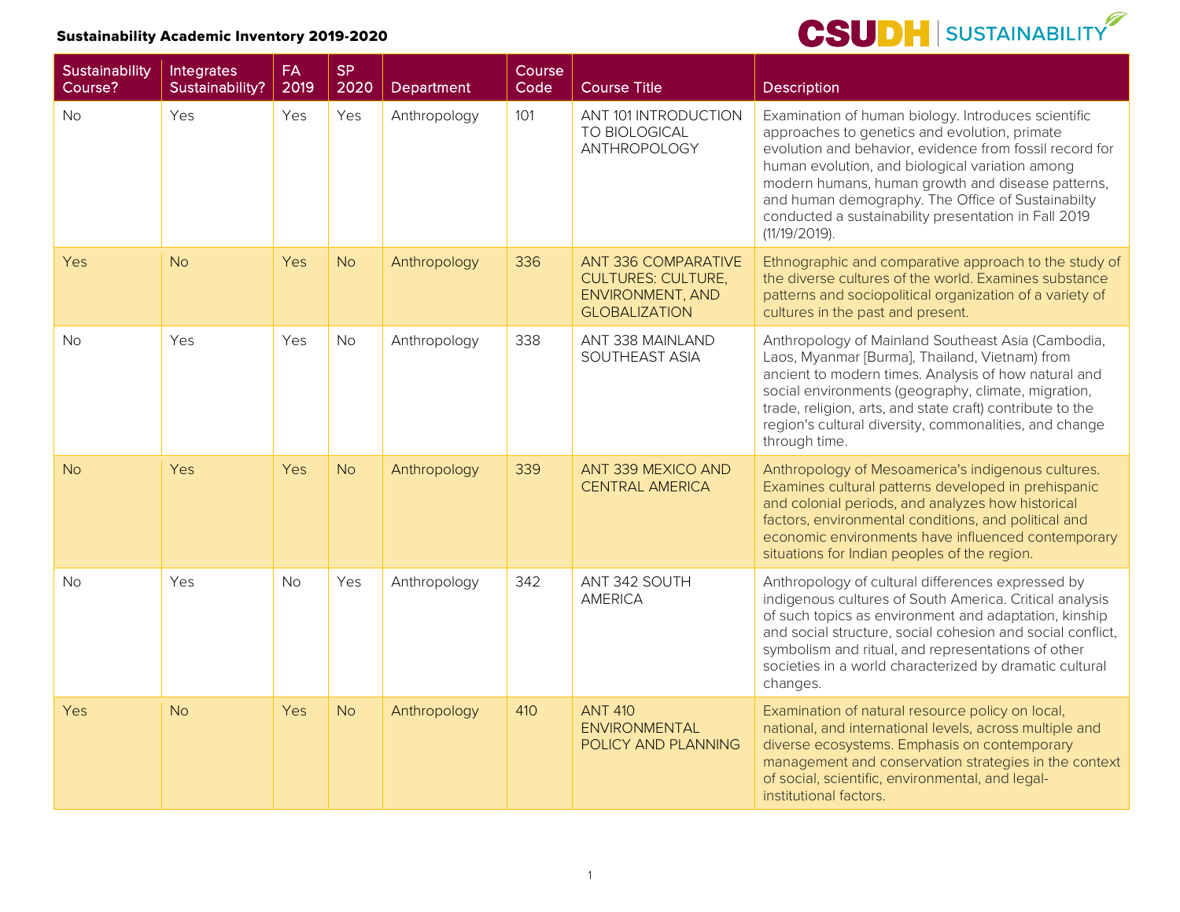# Sustainability Academic Inventory 2019-2020

CSUDH | SUSTAINABILITY

| Sustainability Course? | Integrates Sustainability? | FA 2019 | SP 2020 | Department | Course Code | Course Title | Description |
|---|---|---|---|---|---|---|---|
| No | Yes | Yes | Yes | Anthropology | 101 | ANT 101 INTRODUCTION TO BIOLOGICAL ANTHROPOLOGY | Examination of human biology. Introduces scientific approaches to genetics and evolution, primate evolution and behavior, evidence from fossil record for human evolution, and biological variation among modern humans, human growth and disease patterns, and human demography. The Office of Sustainabilty conducted a sustainability presentation in Fall 2019 (11/19/2019). |
| Yes | No | Yes | No | Anthropology | 336 | ANT 336 COMPARATIVE CULTURES: CULTURE, ENVIRONMENT, AND GLOBALIZATION | Ethnographic and comparative approach to the study of the diverse cultures of the world. Examines substance patterns and sociopolitical organization of a variety of cultures in the past and present. |
| No | Yes | Yes | No | Anthropology | 338 | ANT 338 MAINLAND SOUTHEAST ASIA | Anthropology of Mainland Southeast Asia (Cambodia, Laos, Myanmar [Burma], Thailand, Vietnam) from ancient to modern times. Analysis of how natural and social environments (geography, climate, migration, trade, religion, arts, and state craft) contribute to the region's cultural diversity, commonalities, and change through time. |
| No | Yes | Yes | No | Anthropology | 339 | ANT 339 MEXICO AND CENTRAL AMERICA | Anthropology of Mesoamerica's indigenous cultures. Examines cultural patterns developed in prehispanic and colonial periods, and analyzes how historical factors, environmental conditions, and political and economic environments have influenced contemporary situations for Indian peoples of the region. |
| No | Yes | No | Yes | Anthropology | 342 | ANT 342 SOUTH AMERICA | Anthropology of cultural differences expressed by indigenous cultures of South America. Critical analysis of such topics as environment and adaptation, kinship and social structure, social cohesion and social conflict, symbolism and ritual, and representations of other societies in a world characterized by dramatic cultural changes. |
| Yes | No | Yes | No | Anthropology | 410 | ANT 410 ENVIRONMENTAL POLICY AND PLANNING | Examination of natural resource policy on local, national, and international levels, across multiple and diverse ecosystems. Emphasis on contemporary management and conservation strategies in the context of social, scientific, environmental, and legal-institutional factors. |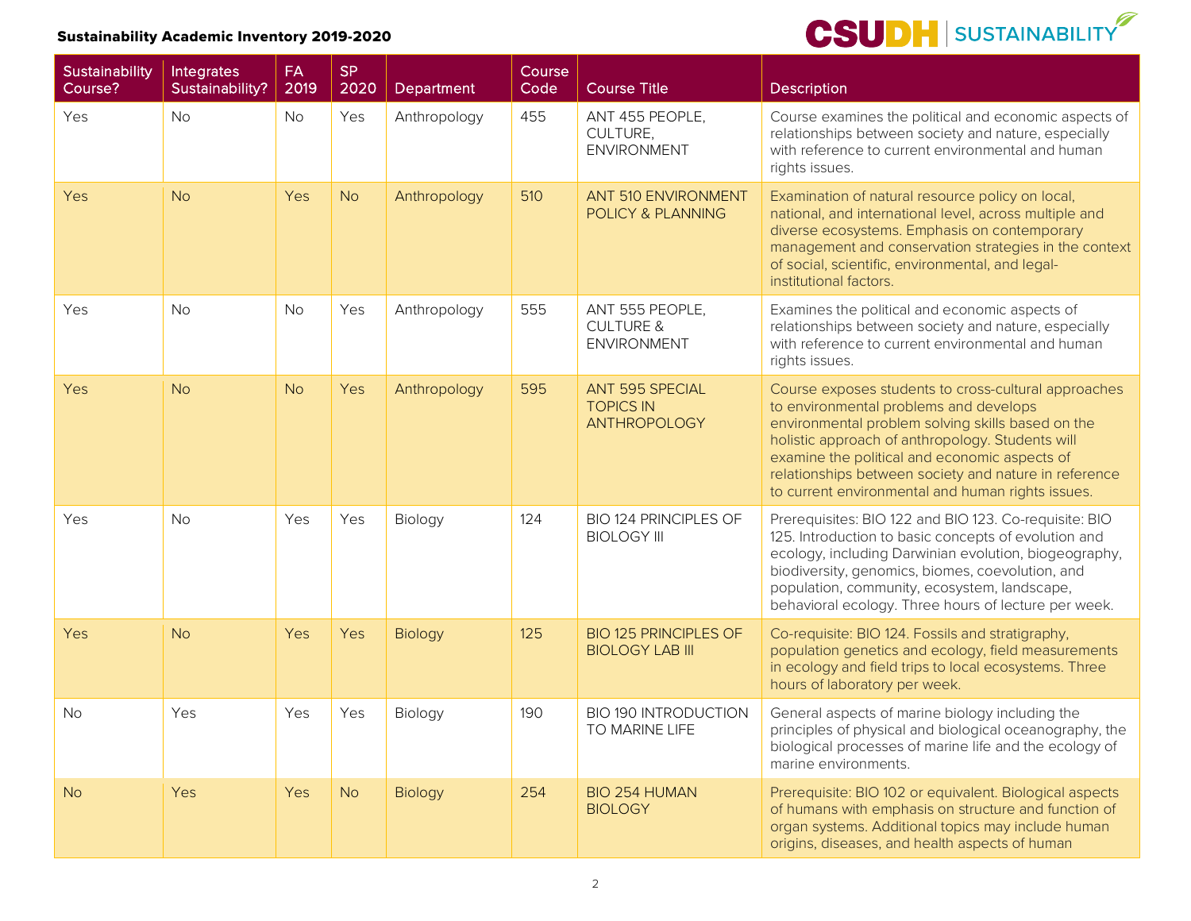| Sustainability Course? | Integrates Sustainability? | FA 2019 | SP 2020 | Department | Course Code | Course Title | Description |
|---|---|---|---|---|---|---|---|
| Yes | No | No | Yes | Anthropology | 455 | ANT 455 PEOPLE, CULTURE, ENVIRONMENT | Course examines the political and economic aspects of relationships between society and nature, especially with reference to current environmental and human rights issues. |
| Yes | No | Yes | No | Anthropology | 510 | ANT 510 ENVIRONMENT POLICY & PLANNING | Examination of natural resource policy on local, national, and international level, across multiple and diverse ecosystems. Emphasis on contemporary management and conservation strategies in the context of social, scientific, environmental, and legal-institutional factors. |
| Yes | No | No | Yes | Anthropology | 555 | ANT 555 PEOPLE, CULTURE & ENVIRONMENT | Examines the political and economic aspects of relationships between society and nature, especially with reference to current environmental and human rights issues. |
| Yes | No | No | Yes | Anthropology | 595 | ANT 595 SPECIAL TOPICS IN ANTHROPOLOGY | Course exposes students to cross-cultural approaches to environmental problems and develops environmental problem solving skills based on the holistic approach of anthropology. Students will examine the political and economic aspects of relationships between society and nature in reference to current environmental and human rights issues. |
| Yes | No | Yes | Yes | Biology | 124 | BIO 124 PRINCIPLES OF BIOLOGY III | Prerequisites: BIO 122 and BIO 123. Co-requisite: BIO 125. Introduction to basic concepts of evolution and ecology, including Darwinian evolution, biogeography, biodiversity, genomics, biomes, coevolution, and population, community, ecosystem, landscape, behavioral ecology. Three hours of lecture per week. |
| Yes | No | Yes | Yes | Biology | 125 | BIO 125 PRINCIPLES OF BIOLOGY LAB III | Co-requisite: BIO 124. Fossils and stratigraphy, population genetics and ecology, field measurements in ecology and field trips to local ecosystems. Three hours of laboratory per week. |
| No | Yes | Yes | Yes | Biology | 190 | BIO 190 INTRODUCTION TO MARINE LIFE | General aspects of marine biology including the principles of physical and biological oceanography, the biological processes of marine life and the ecology of marine environments. |
| No | Yes | Yes | No | Biology | 254 | BIO 254 HUMAN BIOLOGY | Prerequisite: BIO 102 or equivalent. Biological aspects of humans with emphasis on structure and function of organ systems. Additional topics may include human origins, diseases, and health aspects of human |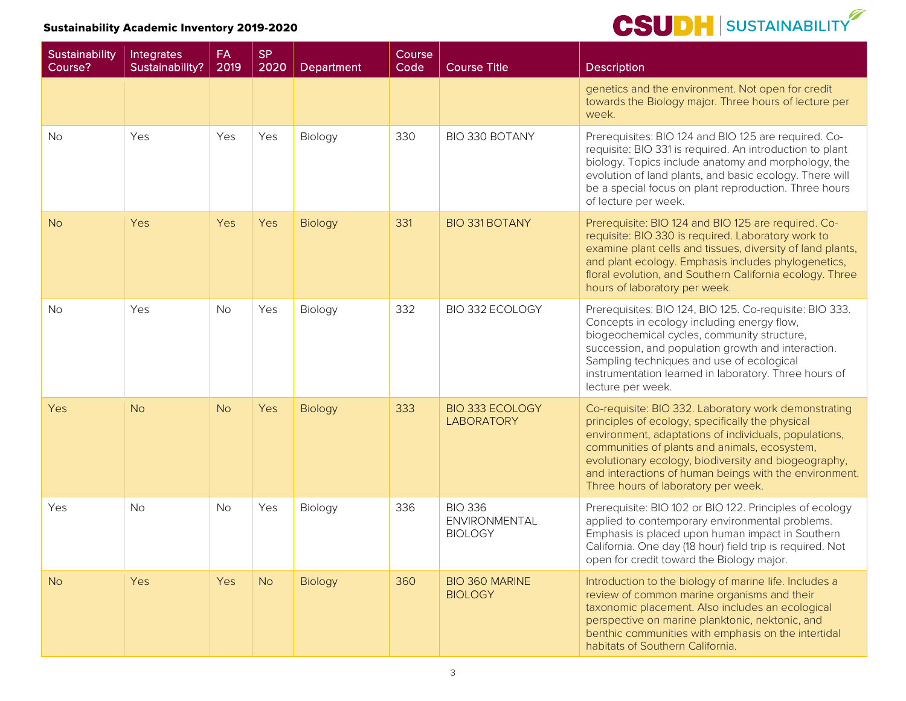| Sustainability Course? | Integrates Sustainability? | FA 2019 | SP 2020 | Department | Course Code | Course Title | Description |
|---|---|---|---|---|---|---|---|
| | | | | | | | genetics and the environment. Not open for credit towards the Biology major. Three hours of lecture per week. |
| No | Yes | Yes | Yes | Biology | 330 | BIO 330 BOTANY | Prerequisites: BIO 124 and BIO 125 are required. Co-requisite: BIO 331 is required. An introduction to plant biology. Topics include anatomy and morphology, the evolution of land plants, and basic ecology. There will be a special focus on plant reproduction. Three hours of lecture per week. |
| No | Yes | Yes | Yes | Biology | 331 | BIO 331 BOTANY | Prerequisite: BIO 124 and BIO 125 are required. Co-requisite: BIO 330 is required. Laboratory work to examine plant cells and tissues, diversity of land plants, and plant ecology. Emphasis includes phylogenetics, floral evolution, and Southern California ecology. Three hours of laboratory per week. |
| No | Yes | No | Yes | Biology | 332 | BIO 332 ECOLOGY | Prerequisites: BIO 124, BIO 125. Co-requisite: BIO 333. Concepts in ecology including energy flow, biogeochemical cycles, community structure, succession, and population growth and interaction. Sampling techniques and use of ecological instrumentation learned in laboratory. Three hours of lecture per week. |
| Yes | No | No | Yes | Biology | 333 | BIO 333 ECOLOGY LABORATORY | Co-requisite: BIO 332. Laboratory work demonstrating principles of ecology, specifically the physical environment, adaptations of individuals, populations, communities of plants and animals, ecosystem, evolutionary ecology, biodiversity and biogeography, and interactions of human beings with the environment. Three hours of laboratory per week. |
| Yes | No | No | Yes | Biology | 336 | BIO 336 ENVIRONMENTAL BIOLOGY | Prerequisite: BIO 102 or BIO 122. Principles of ecology applied to contemporary environmental problems. Emphasis is placed upon human impact in Southern California. One day (18 hour) field trip is required. Not open for credit toward the Biology major. |
| No | Yes | Yes | No | Biology | 360 | BIO 360 MARINE BIOLOGY | Introduction to the biology of marine life. Includes a review of common marine organisms and their taxonomic placement. Also includes an ecological perspective on marine planktonic, nektonic, and benthic communities with emphasis on the intertidal habitats of Southern California. |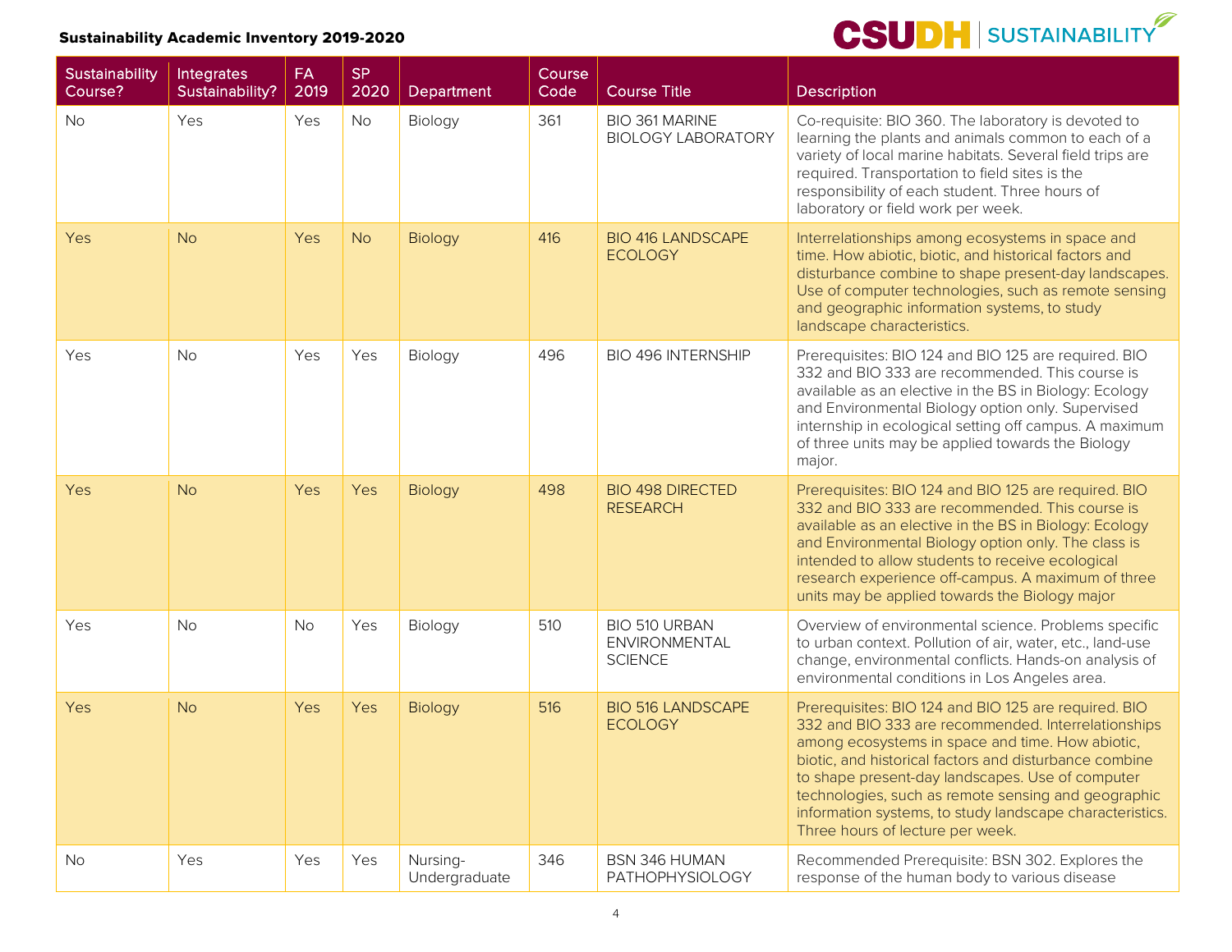| Sustainability Course? | Integrates Sustainability? | FA 2019 | SP 2020 | Department | Course Code | Course Title | Description |
|---|---|---|---|---|---|---|---|
| No | Yes | Yes | No | Biology | 361 | BIO 361 MARINE BIOLOGY LABORATORY | Co-requisite: BIO 360. The laboratory is devoted to learning the plants and animals common to each of a variety of local marine habitats. Several field trips are required. Transportation to field sites is the responsibility of each student. Three hours of laboratory or field work per week. |
| Yes | No | Yes | No | Biology | 416 | BIO 416 LANDSCAPE ECOLOGY | Interrelationships among ecosystems in space and time. How abiotic, biotic, and historical factors and disturbance combine to shape present-day landscapes. Use of computer technologies, such as remote sensing and geographic information systems, to study landscape characteristics. |
| Yes | No | Yes | Yes | Biology | 496 | BIO 496 INTERNSHIP | Prerequisites: BIO 124 and BIO 125 are required. BIO 332 and BIO 333 are recommended. This course is available as an elective in the BS in Biology: Ecology and Environmental Biology option only. Supervised internship in ecological setting off campus. A maximum of three units may be applied towards the Biology major. |
| Yes | No | Yes | Yes | Biology | 498 | BIO 498 DIRECTED RESEARCH | Prerequisites: BIO 124 and BIO 125 are required. BIO 332 and BIO 333 are recommended. This course is available as an elective in the BS in Biology: Ecology and Environmental Biology option only. The class is intended to allow students to receive ecological research experience off-campus. A maximum of three units may be applied towards the Biology major |
| Yes | No | No | Yes | Biology | 510 | BIO 510 URBAN ENVIRONMENTAL SCIENCE | Overview of environmental science. Problems specific to urban context. Pollution of air, water, etc., land-use change, environmental conflicts. Hands-on analysis of environmental conditions in Los Angeles area. |
| Yes | No | Yes | Yes | Biology | 516 | BIO 516 LANDSCAPE ECOLOGY | Prerequisites: BIO 124 and BIO 125 are required. BIO 332 and BIO 333 are recommended. Interrelationships among ecosystems in space and time. How abiotic, biotic, and historical factors and disturbance combine to shape present-day landscapes. Use of computer technologies, such as remote sensing and geographic information systems, to study landscape characteristics. Three hours of lecture per week. |
| No | Yes | Yes | Yes | Nursing-Undergraduate | 346 | BSN 346 HUMAN PATHOPHYSIOLOGY | Recommended Prerequisite: BSN 302. Explores the response of the human body to various disease |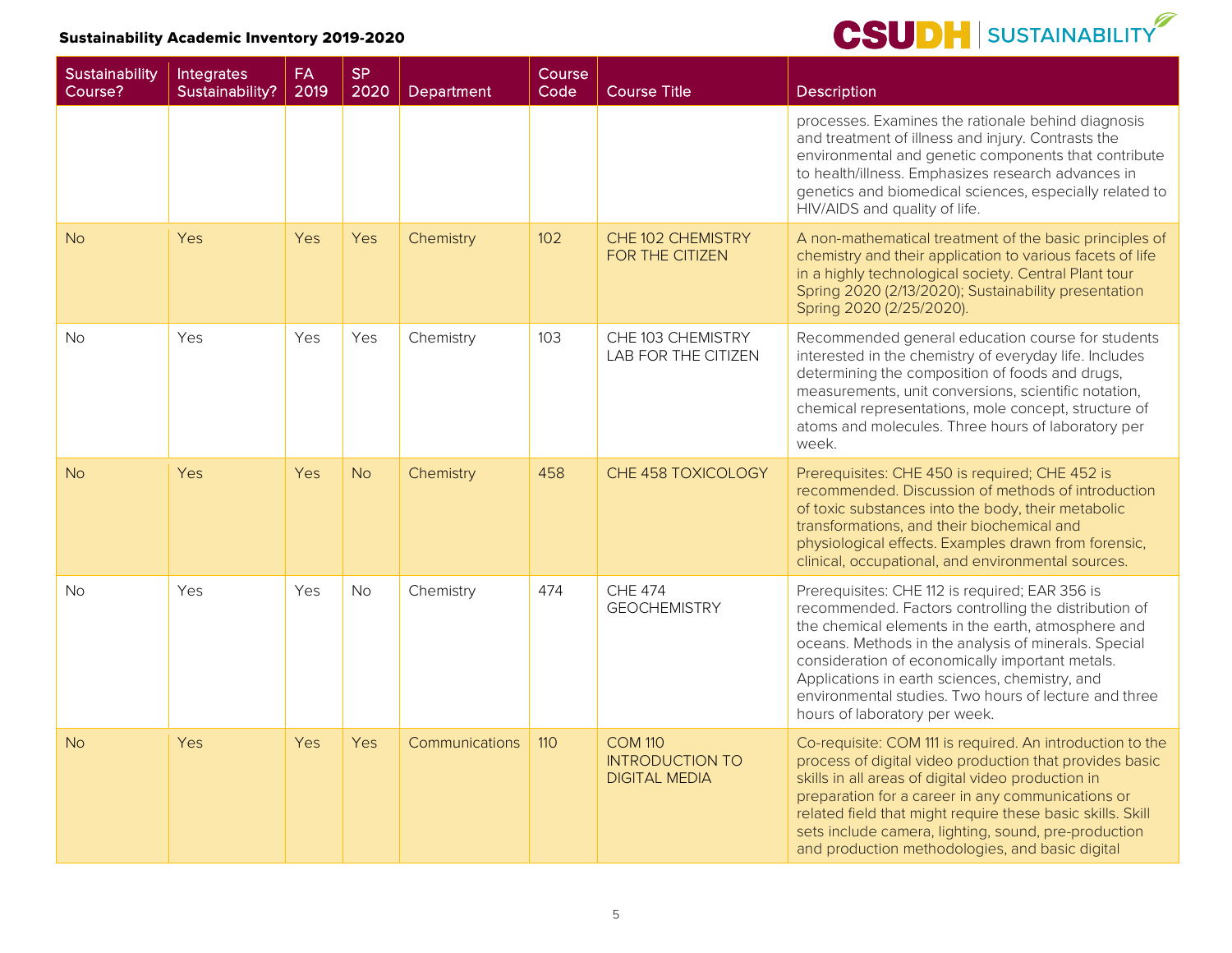| Sustainability Course? | Integrates Sustainability? | FA 2019 | SP 2020 | Department | Course Code | Course Title | Description |
|---|---|---|---|---|---|---|---|
| | | | | | | | processes. Examines the rationale behind diagnosis and treatment of illness and injury. Contrasts the environmental and genetic components that contribute to health/illness. Emphasizes research advances in genetics and biomedical sciences, especially related to HIV/AIDS and quality of life. |
| No | Yes | Yes | Yes | Chemistry | 102 | CHE 102 CHEMISTRY FOR THE CITIZEN | A non-mathematical treatment of the basic principles of chemistry and their application to various facets of life in a highly technological society. Central Plant tour Spring 2020 (2/13/2020); Sustainability presentation Spring 2020 (2/25/2020). |
| No | Yes | Yes | Yes | Chemistry | 103 | CHE 103 CHEMISTRY LAB FOR THE CITIZEN | Recommended general education course for students interested in the chemistry of everyday life. Includes determining the composition of foods and drugs, measurements, unit conversions, scientific notation, chemical representations, mole concept, structure of atoms and molecules. Three hours of laboratory per week. |
| No | Yes | Yes | No | Chemistry | 458 | CHE 458 TOXICOLOGY | Prerequisites: CHE 450 is required; CHE 452 is recommended. Discussion of methods of introduction of toxic substances into the body, their metabolic transformations, and their biochemical and physiological effects. Examples drawn from forensic, clinical, occupational, and environmental sources. |
| No | Yes | Yes | No | Chemistry | 474 | CHE 474 GEOCHEMISTRY | Prerequisites: CHE 112 is required; EAR 356 is recommended. Factors controlling the distribution of the chemical elements in the earth, atmosphere and oceans. Methods in the analysis of minerals. Special consideration of economically important metals. Applications in earth sciences, chemistry, and environmental studies. Two hours of lecture and three hours of laboratory per week. |
| No | Yes | Yes | Yes | Communications | 110 | COM 110 INTRODUCTION TO DIGITAL MEDIA | Co-requisite: COM 111 is required. An introduction to the process of digital video production that provides basic skills in all areas of digital video production in preparation for a career in any communications or related field that might require these basic skills. Skill sets include camera, lighting, sound, pre-production and production methodologies, and basic digital |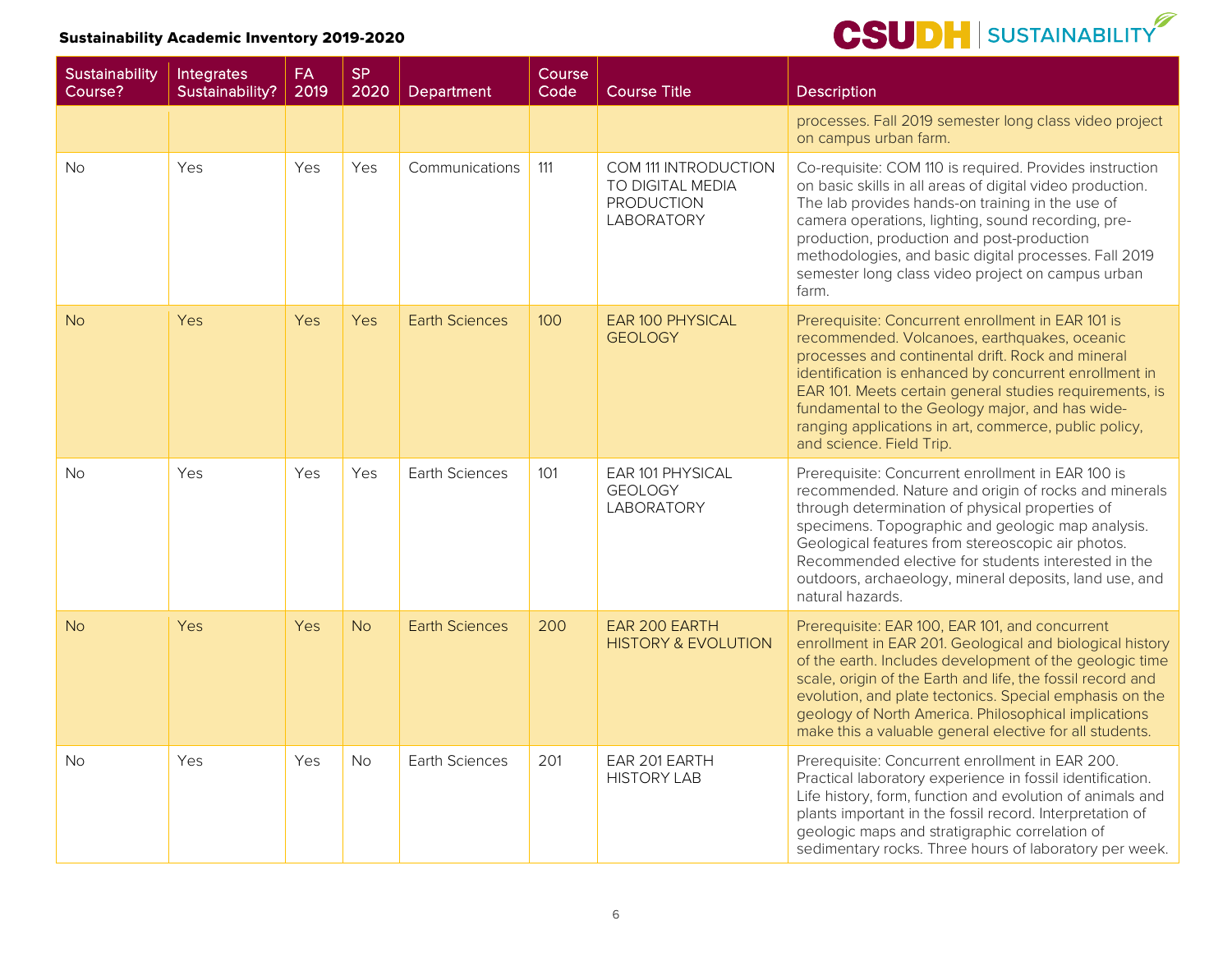| Sustainability Course? | Integrates Sustainability? | FA 2019 | SP 2020 | Department | Course Code | Course Title | Description |
|---|---|---|---|---|---|---|---|
| | | | | | | | processes. Fall 2019 semester long class video project on campus urban farm. |
| No | Yes | Yes | Yes | Communications | 111 | COM 111 INTRODUCTION TO DIGITAL MEDIA PRODUCTION LABORATORY | Co-requisite: COM 110 is required. Provides instruction on basic skills in all areas of digital video production. The lab provides hands-on training in the use of camera operations, lighting, sound recording, pre-production, production and post-production methodologies, and basic digital processes. Fall 2019 semester long class video project on campus urban farm. |
| No | Yes | Yes | Yes | Earth Sciences | 100 | EAR 100 PHYSICAL GEOLOGY | Prerequisite: Concurrent enrollment in EAR 101 is recommended. Volcanoes, earthquakes, oceanic processes and continental drift. Rock and mineral identification is enhanced by concurrent enrollment in EAR 101. Meets certain general studies requirements, is fundamental to the Geology major, and has wide-ranging applications in art, commerce, public policy, and science. Field Trip. |
| No | Yes | Yes | Yes | Earth Sciences | 101 | EAR 101 PHYSICAL GEOLOGY LABORATORY | Prerequisite: Concurrent enrollment in EAR 100 is recommended. Nature and origin of rocks and minerals through determination of physical properties of specimens. Topographic and geologic map analysis. Geological features from stereoscopic air photos. Recommended elective for students interested in the outdoors, archaeology, mineral deposits, land use, and natural hazards. |
| No | Yes | Yes | No | Earth Sciences | 200 | EAR 200 EARTH HISTORY & EVOLUTION | Prerequisite: EAR 100, EAR 101, and concurrent enrollment in EAR 201. Geological and biological history of the earth. Includes development of the geologic time scale, origin of the Earth and life, the fossil record and evolution, and plate tectonics. Special emphasis on the geology of North America. Philosophical implications make this a valuable general elective for all students. |
| No | Yes | Yes | No | Earth Sciences | 201 | EAR 201 EARTH HISTORY LAB | Prerequisite: Concurrent enrollment in EAR 200. Practical laboratory experience in fossil identification. Life history, form, function and evolution of animals and plants important in the fossil record. Interpretation of geologic maps and stratigraphic correlation of sedimentary rocks. Three hours of laboratory per week. |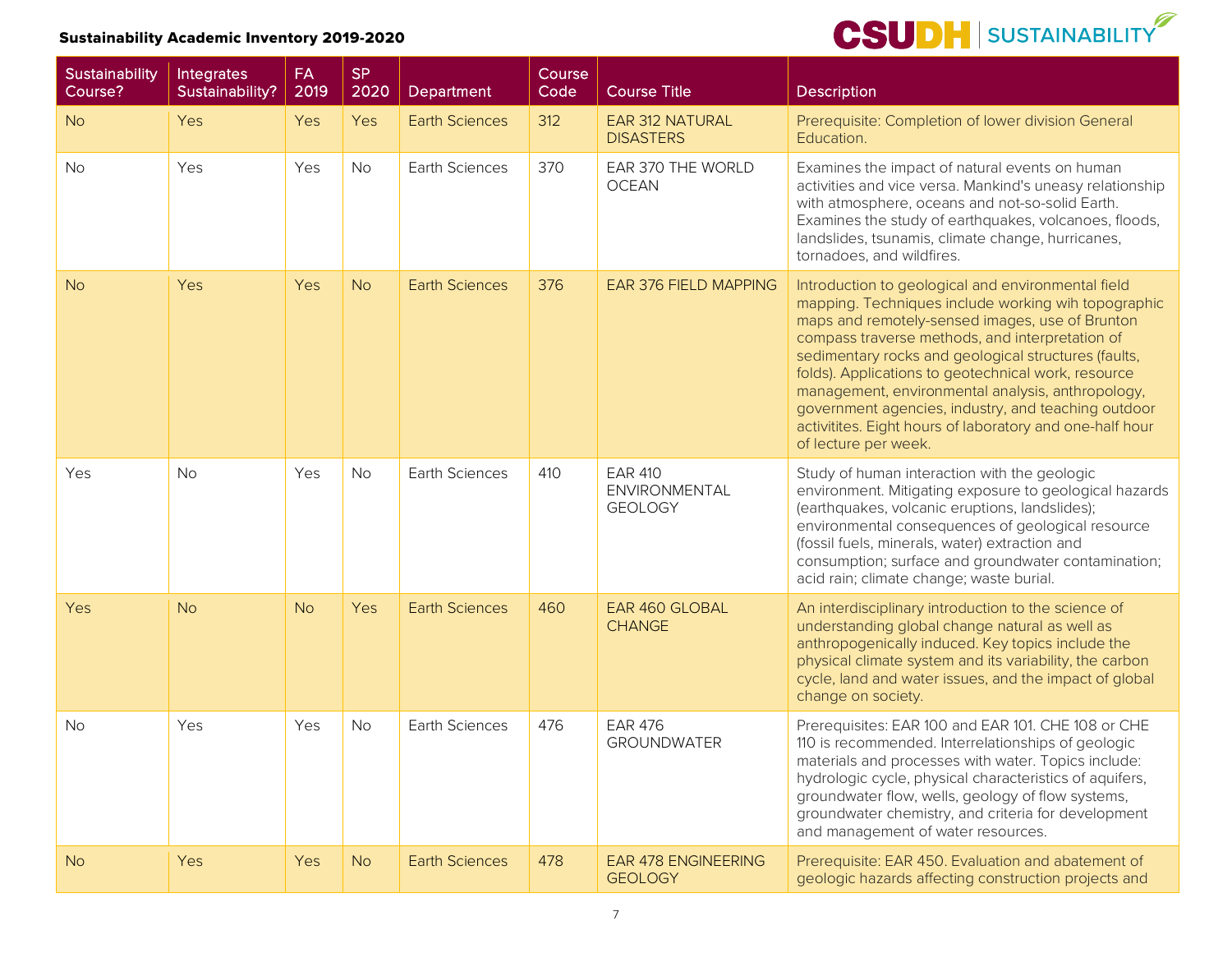| Sustainability Course? | Integrates Sustainability? | FA 2019 | SP 2020 | Department | Course Code | Course Title | Description |
|---|---|---|---|---|---|---|---|
| No | Yes | Yes | Yes | Earth Sciences | 312 | EAR 312 NATURAL DISASTERS | Prerequisite: Completion of lower division General Education. |
| No | Yes | Yes | No | Earth Sciences | 370 | EAR 370 THE WORLD OCEAN | Examines the impact of natural events on human activities and vice versa. Mankind's uneasy relationship with atmosphere, oceans and not-so-solid Earth. Examines the study of earthquakes, volcanoes, floods, landslides, tsunamis, climate change, hurricanes, tornadoes, and wildfires. |
| No | Yes | Yes | No | Earth Sciences | 376 | EAR 376 FIELD MAPPING | Introduction to geological and environmental field mapping. Techniques include working wih topographic maps and remotely-sensed images, use of Brunton compass traverse methods, and interpretation of sedimentary rocks and geological structures (faults, folds). Applications to geotechnical work, resource management, environmental analysis, anthropology, government agencies, industry, and teaching outdoor activitites. Eight hours of laboratory and one-half hour of lecture per week. |
| Yes | No | Yes | No | Earth Sciences | 410 | EAR 410 ENVIRONMENTAL GEOLOGY | Study of human interaction with the geologic environment. Mitigating exposure to geological hazards (earthquakes, volcanic eruptions, landslides); environmental consequences of geological resource (fossil fuels, minerals, water) extraction and consumption; surface and groundwater contamination; acid rain; climate change; waste burial. |
| Yes | No | No | Yes | Earth Sciences | 460 | EAR 460 GLOBAL CHANGE | An interdisciplinary introduction to the science of understanding global change natural as well as anthropogenically induced. Key topics include the physical climate system and its variability, the carbon cycle, land and water issues, and the impact of global change on society. |
| No | Yes | Yes | No | Earth Sciences | 476 | EAR 476 GROUNDWATER | Prerequisites: EAR 100 and EAR 101. CHE 108 or CHE 110 is recommended. Interrelationships of geologic materials and processes with water. Topics include: hydrologic cycle, physical characteristics of aquifers, groundwater flow, wells, geology of flow systems, groundwater chemistry, and criteria for development and management of water resources. |
| No | Yes | Yes | No | Earth Sciences | 478 | EAR 478 ENGINEERING GEOLOGY | Prerequisite: EAR 450. Evaluation and abatement of geologic hazards affecting construction projects and |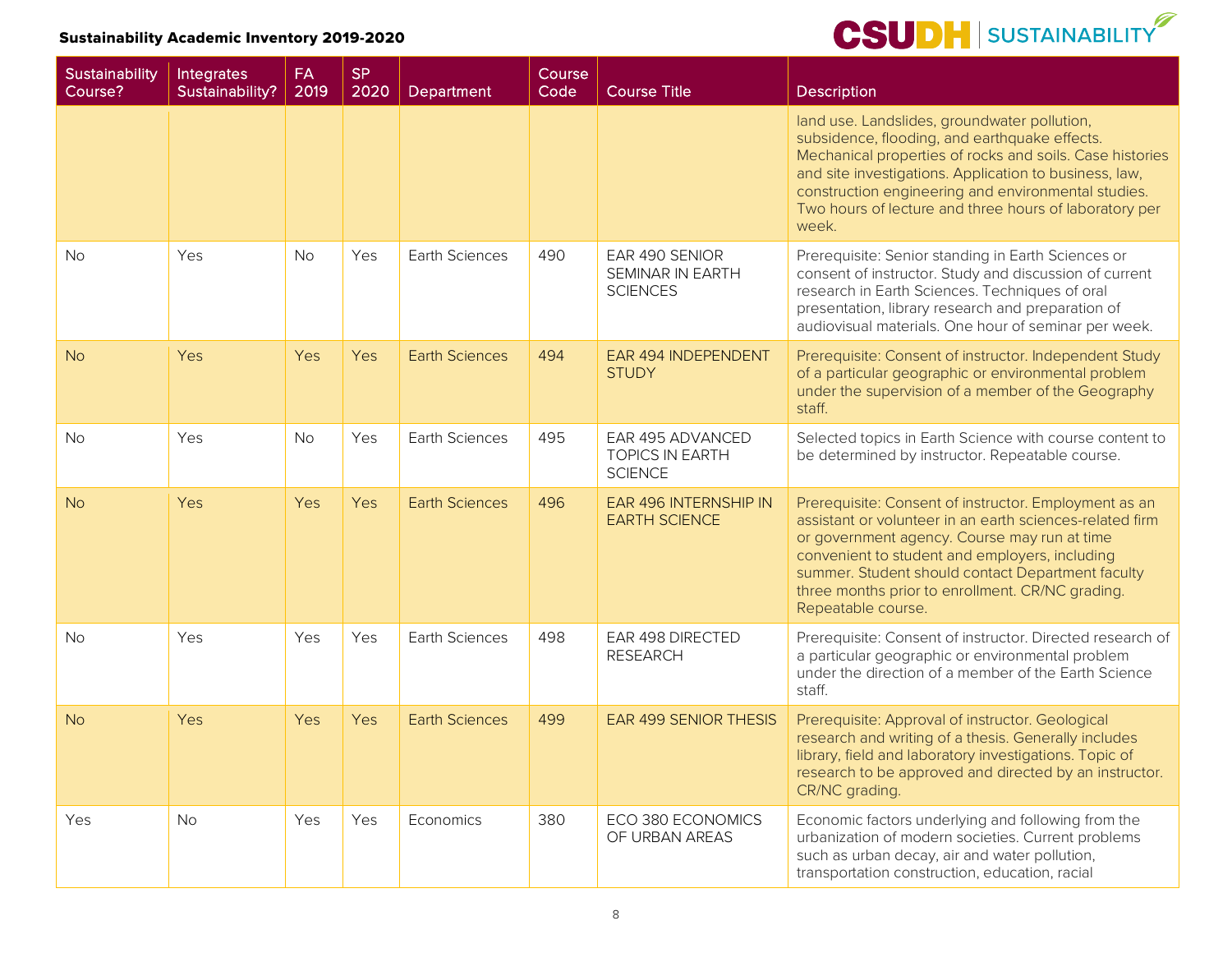| Sustainability Course? | Integrates Sustainability? | FA 2019 | SP 2020 | Department | Course Code | Course Title | Description |
|---|---|---|---|---|---|---|---|
| | | | | | | | land use. Landslides, groundwater pollution, subsidence, flooding, and earthquake effects. Mechanical properties of rocks and soils. Case histories and site investigations. Application to business, law, construction engineering and environmental studies. Two hours of lecture and three hours of laboratory per week. |
| No | Yes | No | Yes | Earth Sciences | 490 | EAR 490 SENIOR SEMINAR IN EARTH SCIENCES | Prerequisite: Senior standing in Earth Sciences or consent of instructor. Study and discussion of current research in Earth Sciences. Techniques of oral presentation, library research and preparation of audiovisual materials. One hour of seminar per week. |
| No | Yes | Yes | Yes | Earth Sciences | 494 | EAR 494 INDEPENDENT STUDY | Prerequisite: Consent of instructor. Independent Study of a particular geographic or environmental problem under the supervision of a member of the Geography staff. |
| No | Yes | No | Yes | Earth Sciences | 495 | EAR 495 ADVANCED TOPICS IN EARTH SCIENCE | Selected topics in Earth Science with course content to be determined by instructor. Repeatable course. |
| No | Yes | Yes | Yes | Earth Sciences | 496 | EAR 496 INTERNSHIP IN EARTH SCIENCE | Prerequisite: Consent of instructor. Employment as an assistant or volunteer in an earth sciences-related firm or government agency. Course may run at time convenient to student and employers, including summer. Student should contact Department faculty three months prior to enrollment. CR/NC grading. Repeatable course. |
| No | Yes | Yes | Yes | Earth Sciences | 498 | EAR 498 DIRECTED RESEARCH | Prerequisite: Consent of instructor. Directed research of a particular geographic or environmental problem under the direction of a member of the Earth Science staff. |
| No | Yes | Yes | Yes | Earth Sciences | 499 | EAR 499 SENIOR THESIS | Prerequisite: Approval of instructor. Geological research and writing of a thesis. Generally includes library, field and laboratory investigations. Topic of research to be approved and directed by an instructor. CR/NC grading. |
| Yes | No | Yes | Yes | Economics | 380 | ECO 380 ECONOMICS OF URBAN AREAS | Economic factors underlying and following from the urbanization of modern societies. Current problems such as urban decay, air and water pollution, transportation construction, education, racial |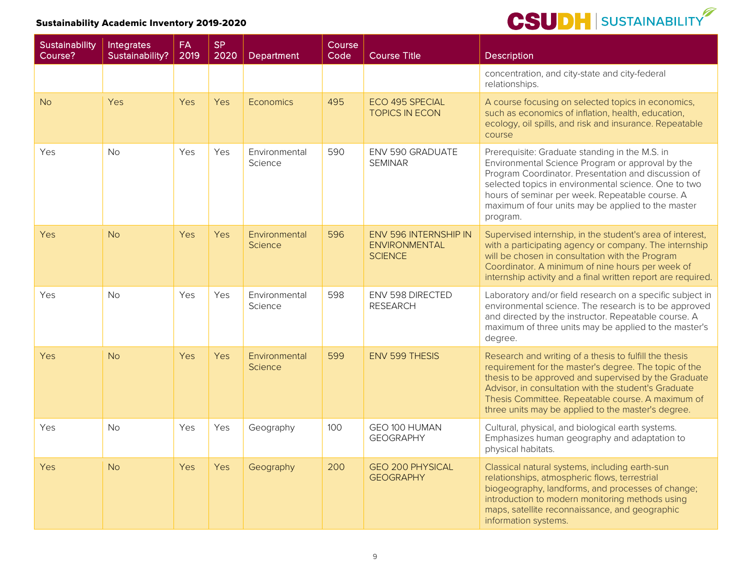| Sustainability Course? | Integrates Sustainability? | FA 2019 | SP 2020 | Department | Course Code | Course Title | Description |
|---|---|---|---|---|---|---|---|
| | | | | | | | concentration, and city-state and city-federal relationships. |
| No | Yes | Yes | Yes | Economics | 495 | ECO 495 SPECIAL TOPICS IN ECON | A course focusing on selected topics in economics, such as economics of inflation, health, education, ecology, oil spills, and risk and insurance. Repeatable course |
| Yes | No | Yes | Yes | Environmental Science | 590 | ENV 590 GRADUATE SEMINAR | Prerequisite: Graduate standing in the M.S. in Environmental Science Program or approval by the Program Coordinator. Presentation and discussion of selected topics in environmental science. One to two hours of seminar per week. Repeatable course. A maximum of four units may be applied to the master program. |
| Yes | No | Yes | Yes | Environmental Science | 596 | ENV 596 INTERNSHIP IN ENVIRONMENTAL SCIENCE | Supervised internship, in the student's area of interest, with a participating agency or company. The internship will be chosen in consultation with the Program Coordinator. A minimum of nine hours per week of internship activity and a final written report are required. |
| Yes | No | Yes | Yes | Environmental Science | 598 | ENV 598 DIRECTED RESEARCH | Laboratory and/or field research on a specific subject in environmental science. The research is to be approved and directed by the instructor. Repeatable course. A maximum of three units may be applied to the master's degree. |
| Yes | No | Yes | Yes | Environmental Science | 599 | ENV 599 THESIS | Research and writing of a thesis to fulfill the thesis requirement for the master's degree. The topic of the thesis to be approved and supervised by the Graduate Advisor, in consultation with the student's Graduate Thesis Committee. Repeatable course. A maximum of three units may be applied to the master's degree. |
| Yes | No | Yes | Yes | Geography | 100 | GEO 100 HUMAN GEOGRAPHY | Cultural, physical, and biological earth systems. Emphasizes human geography and adaptation to physical habitats. |
| Yes | No | Yes | Yes | Geography | 200 | GEO 200 PHYSICAL GEOGRAPHY | Classical natural systems, including earth-sun relationships, atmospheric flows, terrestrial biogeography, landforms, and processes of change; introduction to modern monitoring methods using maps, satellite reconnaissance, and geographic information systems. |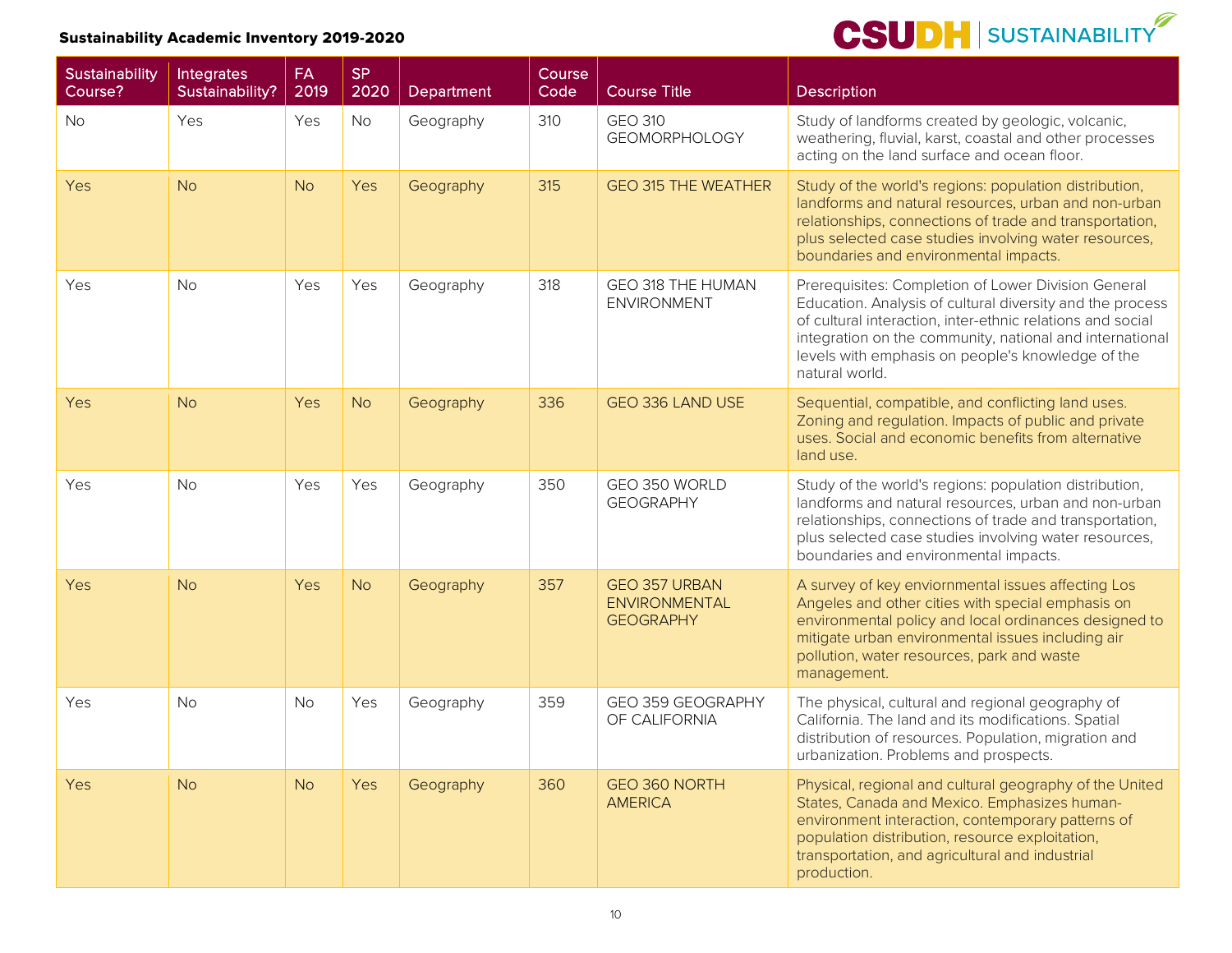| Sustainability Course? | Integrates Sustainability? | FA 2019 | SP 2020 | Department | Course Code | Course Title | Description |
|---|---|---|---|---|---|---|---|
| No | Yes | Yes | No | Geography | 310 | GEO 310 GEOMORPHOLOGY | Study of landforms created by geologic, volcanic, weathering, fluvial, karst, coastal and other processes acting on the land surface and ocean floor. |
| Yes | No | No | Yes | Geography | 315 | GEO 315 THE WEATHER | Study of the world's regions: population distribution, landforms and natural resources, urban and non-urban relationships, connections of trade and transportation, plus selected case studies involving water resources, boundaries and environmental impacts. |
| Yes | No | Yes | Yes | Geography | 318 | GEO 318 THE HUMAN ENVIRONMENT | Prerequisites: Completion of Lower Division General Education. Analysis of cultural diversity and the process of cultural interaction, inter-ethnic relations and social integration on the community, national and international levels with emphasis on people's knowledge of the natural world. |
| Yes | No | Yes | No | Geography | 336 | GEO 336 LAND USE | Sequential, compatible, and conflicting land uses. Zoning and regulation. Impacts of public and private uses. Social and economic benefits from alternative land use. |
| Yes | No | Yes | Yes | Geography | 350 | GEO 350 WORLD GEOGRAPHY | Study of the world's regions: population distribution, landforms and natural resources, urban and non-urban relationships, connections of trade and transportation, plus selected case studies involving water resources, boundaries and environmental impacts. |
| Yes | No | Yes | No | Geography | 357 | GEO 357 URBAN ENVIRONMENTAL GEOGRAPHY | A survey of key enviornmental issues affecting Los Angeles and other cities with special emphasis on environmental policy and local ordinances designed to mitigate urban environmental issues including air pollution, water resources, park and waste management. |
| Yes | No | No | Yes | Geography | 359 | GEO 359 GEOGRAPHY OF CALIFORNIA | The physical, cultural and regional geography of California. The land and its modifications. Spatial distribution of resources. Population, migration and urbanization. Problems and prospects. |
| Yes | No | No | Yes | Geography | 360 | GEO 360 NORTH AMERICA | Physical, regional and cultural geography of the United States, Canada and Mexico. Emphasizes human-environment interaction, contemporary patterns of population distribution, resource exploitation, transportation, and agricultural and industrial production. |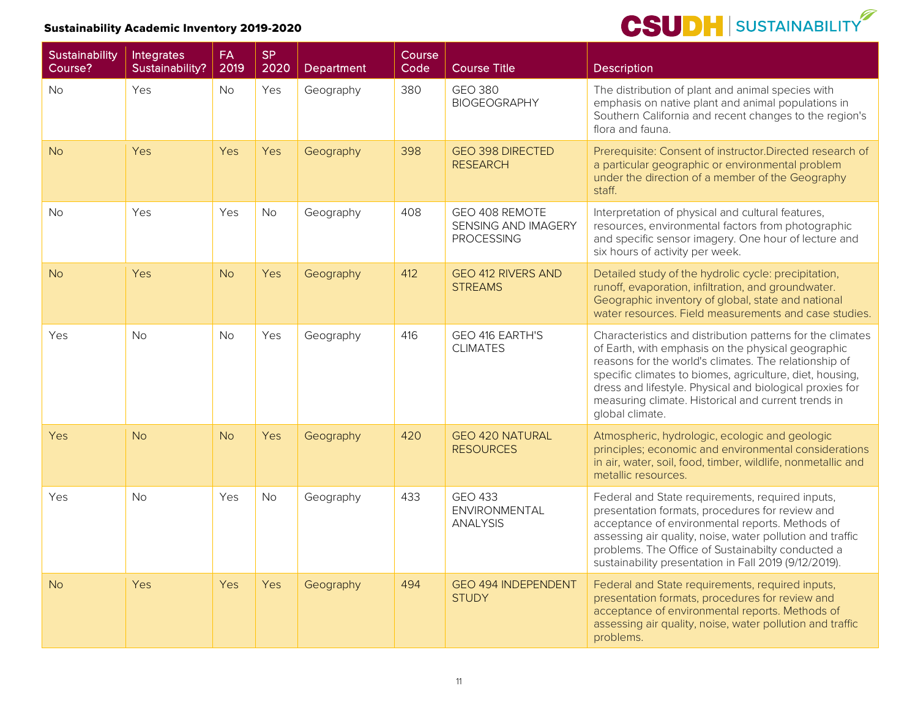| Sustainability Course? | Integrates Sustainability? | FA 2019 | SP 2020 | Department | Course Code | Course Title | Description |
|---|---|---|---|---|---|---|---|
| No | Yes | No | Yes | Geography | 380 | GEO 380 BIOGEOGRAPHY | The distribution of plant and animal species with emphasis on native plant and animal populations in Southern California and recent changes to the region's flora and fauna. |
| No | Yes | Yes | Yes | Geography | 398 | GEO 398 DIRECTED RESEARCH | Prerequisite: Consent of instructor.Directed research of a particular geographic or environmental problem under the direction of a member of the Geography staff. |
| No | Yes | Yes | No | Geography | 408 | GEO 408 REMOTE SENSING AND IMAGERY PROCESSING | Interpretation of physical and cultural features, resources, environmental factors from photographic and specific sensor imagery. One hour of lecture and six hours of activity per week. |
| No | Yes | No | Yes | Geography | 412 | GEO 412 RIVERS AND STREAMS | Detailed study of the hydrolic cycle: precipitation, runoff, evaporation, infiltration, and groundwater. Geographic inventory of global, state and national water resources. Field measurements and case studies. |
| Yes | No | No | Yes | Geography | 416 | GEO 416 EARTH'S CLIMATES | Characteristics and distribution patterns for the climates of Earth, with emphasis on the physical geographic reasons for the world's climates. The relationship of specific climates to biomes, agriculture, diet, housing, dress and lifestyle. Physical and biological proxies for measuring climate. Historical and current trends in global climate. |
| Yes | No | No | Yes | Geography | 420 | GEO 420 NATURAL RESOURCES | Atmospheric, hydrologic, ecologic and geologic principles; economic and environmental considerations in air, water, soil, food, timber, wildlife, nonmetallic and metallic resources. |
| Yes | No | Yes | No | Geography | 433 | GEO 433 ENVIRONMENTAL ANALYSIS | Federal and State requirements, required inputs, presentation formats, procedures for review and acceptance of environmental reports. Methods of assessing air quality, noise, water pollution and traffic problems. The Office of Sustainabilty conducted a sustainability presentation in Fall 2019 (9/12/2019). |
| No | Yes | Yes | Yes | Geography | 494 | GEO 494 INDEPENDENT STUDY | Federal and State requirements, required inputs, presentation formats, procedures for review and acceptance of environmental reports. Methods of assessing air quality, noise, water pollution and traffic problems. |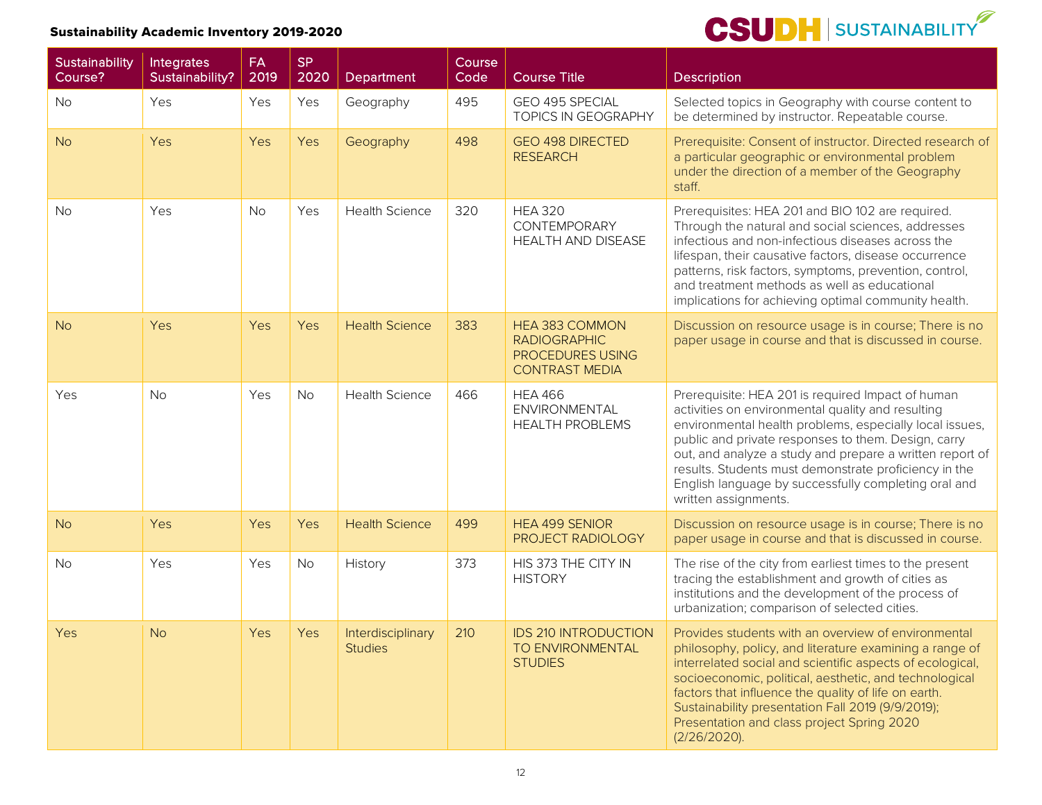## Sustainability Academic Inventory 2019-2020

| Sustainability Course? | Integrates Sustainability? | FA 2019 | SP 2020 | Department | Course Code | Course Title | Description |
|---|---|---|---|---|---|---|---|
| No | Yes | Yes | Yes | Geography | 495 | GEO 495 SPECIAL TOPICS IN GEOGRAPHY | Selected topics in Geography with course content to be determined by instructor. Repeatable course. |
| No | Yes | Yes | Yes | Geography | 498 | GEO 498 DIRECTED RESEARCH | Prerequisite: Consent of instructor. Directed research of a particular geographic or environmental problem under the direction of a member of the Geography staff. |
| No | Yes | No | Yes | Health Science | 320 | HEA 320 CONTEMPORARY HEALTH AND DISEASE | Prerequisites: HEA 201 and BIO 102 are required. Through the natural and social sciences, addresses infectious and non-infectious diseases across the lifespan, their causative factors, disease occurrence patterns, risk factors, symptoms, prevention, control, and treatment methods as well as educational implications for achieving optimal community health. |
| No | Yes | Yes | Yes | Health Science | 383 | HEA 383 COMMON RADIOGRAPHIC PROCEDURES USING CONTRAST MEDIA | Discussion on resource usage is in course; There is no paper usage in course and that is discussed in course. |
| Yes | No | Yes | No | Health Science | 466 | HEA 466 ENVIRONMENTAL HEALTH PROBLEMS | Prerequisite: HEA 201 is required Impact of human activities on environmental quality and resulting environmental health problems, especially local issues, public and private responses to them. Design, carry out, and analyze a study and prepare a written report of results. Students must demonstrate proficiency in the English language by successfully completing oral and written assignments. |
| No | Yes | Yes | Yes | Health Science | 499 | HEA 499 SENIOR PROJECT RADIOLOGY | Discussion on resource usage is in course; There is no paper usage in course and that is discussed in course. |
| No | Yes | Yes | No | History | 373 | HIS 373 THE CITY IN HISTORY | The rise of the city from earliest times to the present tracing the establishment and growth of cities as institutions and the development of the process of urbanization; comparison of selected cities. |
| Yes | No | Yes | Yes | Interdisciplinary Studies | 210 | IDS 210 INTRODUCTION TO ENVIRONMENTAL STUDIES | Provides students with an overview of environmental philosophy, policy, and literature examining a range of interrelated social and scientific aspects of ecological, socioeconomic, political, aesthetic, and technological factors that influence the quality of life on earth. Sustainability presentation Fall 2019 (9/9/2019); Presentation and class project Spring 2020 (2/26/2020). |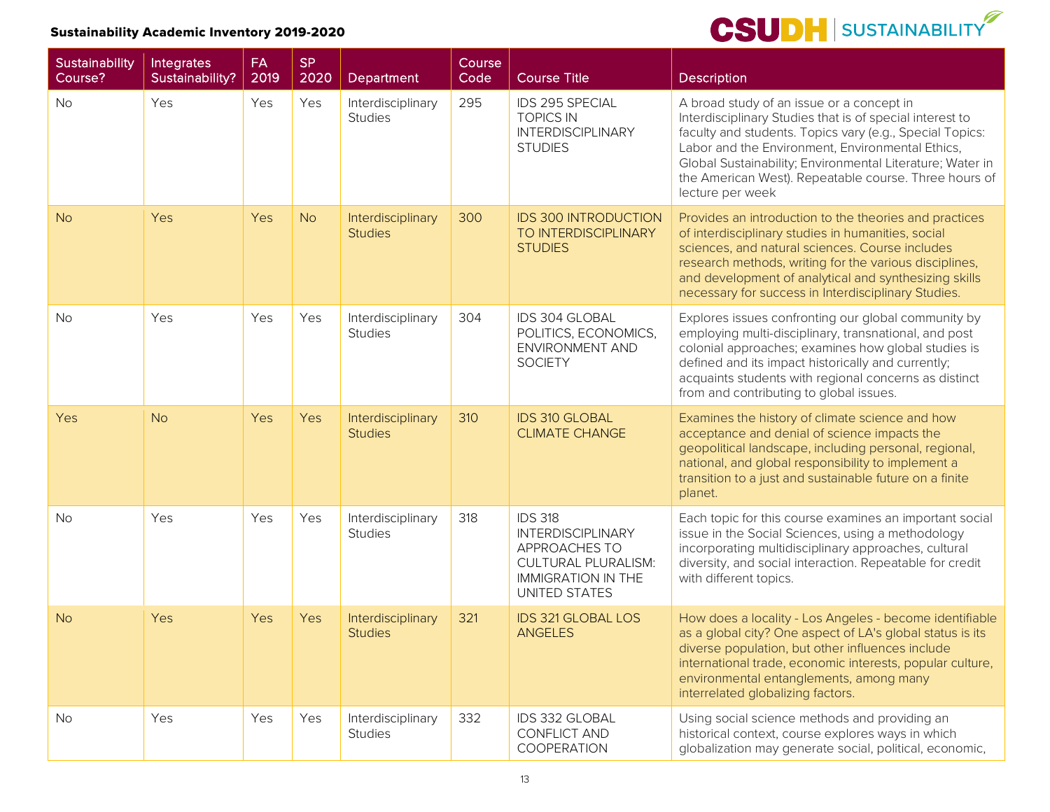| Sustainability Course? | Integrates Sustainability? | FA 2019 | SP 2020 | Department | Course Code | Course Title | Description |
|---|---|---|---|---|---|---|---|
| No | Yes | Yes | Yes | Interdisciplinary Studies | 295 | IDS 295 SPECIAL TOPICS IN INTERDISCIPLINARY STUDIES | A broad study of an issue or a concept in Interdisciplinary Studies that is of special interest to faculty and students. Topics vary (e.g., Special Topics: Labor and the Environment, Environmental Ethics, Global Sustainability; Environmental Literature; Water in the American West). Repeatable course. Three hours of lecture per week |
| No | Yes | Yes | No | Interdisciplinary Studies | 300 | IDS 300 INTRODUCTION TO INTERDISCIPLINARY STUDIES | Provides an introduction to the theories and practices of interdisciplinary studies in humanities, social sciences, and natural sciences. Course includes research methods, writing for the various disciplines, and development of analytical and synthesizing skills necessary for success in Interdisciplinary Studies. |
| No | Yes | Yes | Yes | Interdisciplinary Studies | 304 | IDS 304 GLOBAL POLITICS, ECONOMICS, ENVIRONMENT AND SOCIETY | Explores issues confronting our global community by employing multi-disciplinary, transnational, and post colonial approaches; examines how global studies is defined and its impact historically and currently; acquaints students with regional concerns as distinct from and contributing to global issues. |
| Yes | No | Yes | Yes | Interdisciplinary Studies | 310 | IDS 310 GLOBAL CLIMATE CHANGE | Examines the history of climate science and how acceptance and denial of science impacts the geopolitical landscape, including personal, regional, national, and global responsibility to implement a transition to a just and sustainable future on a finite planet. |
| No | Yes | Yes | Yes | Interdisciplinary Studies | 318 | IDS 318 INTERDISCIPLINARY APPROACHES TO CULTURAL PLURALISM: IMMIGRATION IN THE UNITED STATES | Each topic for this course examines an important social issue in the Social Sciences, using a methodology incorporating multidisciplinary approaches, cultural diversity, and social interaction. Repeatable for credit with different topics. |
| No | Yes | Yes | Yes | Interdisciplinary Studies | 321 | IDS 321 GLOBAL LOS ANGELES | How does a locality - Los Angeles - become identifiable as a global city? One aspect of LA's global status is its diverse population, but other influences include international trade, economic interests, popular culture, environmental entanglements, among many interrelated globalizing factors. |
| No | Yes | Yes | Yes | Interdisciplinary Studies | 332 | IDS 332 GLOBAL CONFLICT AND COOPERATION | Using social science methods and providing an historical context, course explores ways in which globalization may generate social, political, economic, |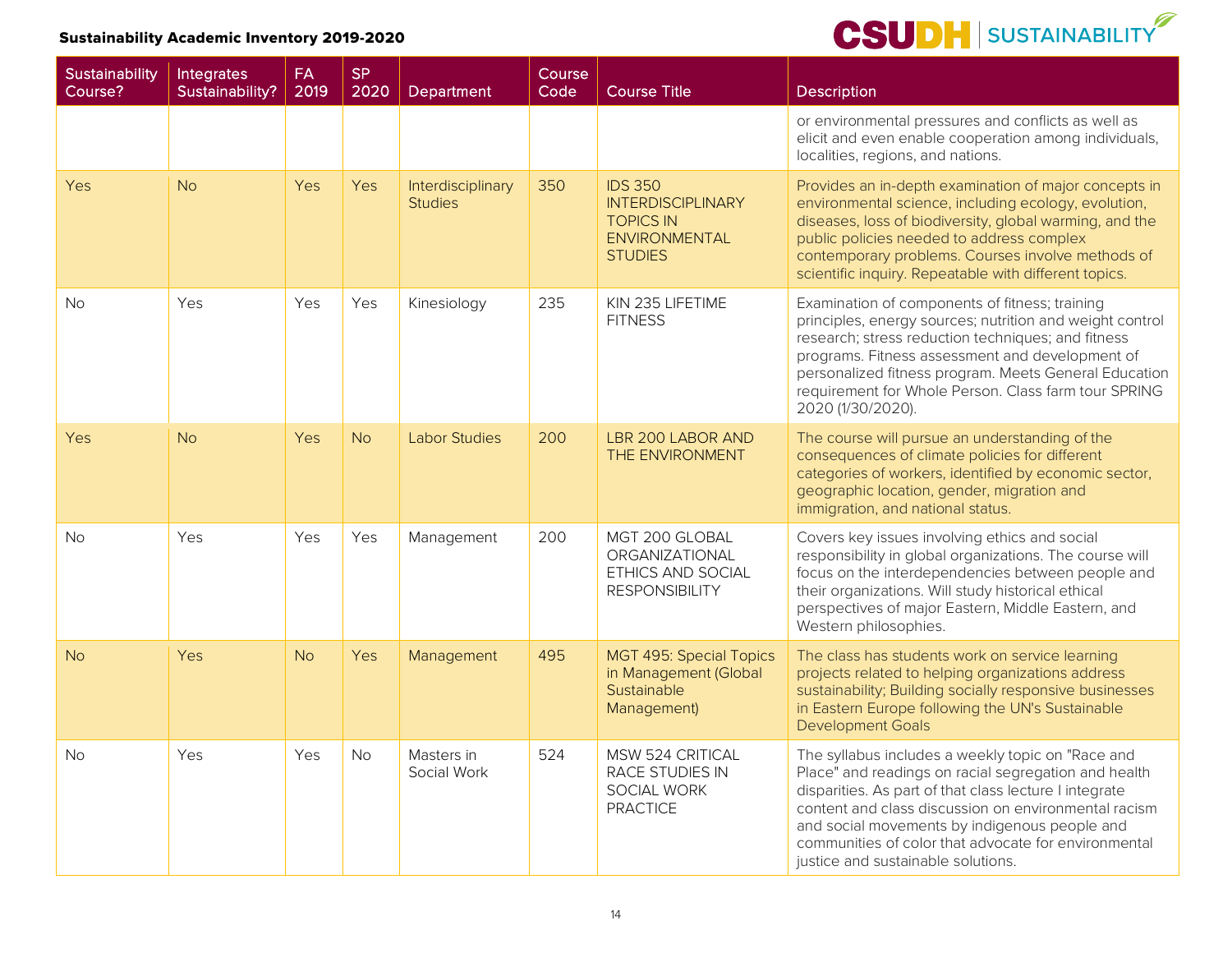| Sustainability Course? | Integrates Sustainability? | FA 2019 | SP 2020 | Department | Course Code | Course Title | Description |
|---|---|---|---|---|---|---|---|
| | | | | | | | or environmental pressures and conflicts as well as elicit and even enable cooperation among individuals, localities, regions, and nations. |
| Yes | No | Yes | Yes | Interdisciplinary Studies | 350 | IDS 350 INTERDISCIPLINARY TOPICS IN ENVIRONMENTAL STUDIES | Provides an in-depth examination of major concepts in environmental science, including ecology, evolution, diseases, loss of biodiversity, global warming, and the public policies needed to address complex contemporary problems. Courses involve methods of scientific inquiry. Repeatable with different topics. |
| No | Yes | Yes | Yes | Kinesiology | 235 | KIN 235 LIFETIME FITNESS | Examination of components of fitness; training principles, energy sources; nutrition and weight control research; stress reduction techniques; and fitness programs. Fitness assessment and development of personalized fitness program. Meets General Education requirement for Whole Person. Class farm tour SPRING 2020 (1/30/2020). |
| Yes | No | Yes | No | Labor Studies | 200 | LBR 200 LABOR AND THE ENVIRONMENT | The course will pursue an understanding of the consequences of climate policies for different categories of workers, identified by economic sector, geographic location, gender, migration and immigration, and national status. |
| No | Yes | Yes | Yes | Management | 200 | MGT 200 GLOBAL ORGANIZATIONAL ETHICS AND SOCIAL RESPONSIBILITY | Covers key issues involving ethics and social responsibility in global organizations. The course will focus on the interdependencies between people and their organizations. Will study historical ethical perspectives of major Eastern, Middle Eastern, and Western philosophies. |
| No | Yes | No | Yes | Management | 495 | MGT 495: Special Topics in Management (Global Sustainable Management) | The class has students work on service learning projects related to helping organizations address sustainability; Building socially responsive businesses in Eastern Europe following the UN's Sustainable Development Goals |
| No | Yes | Yes | No | Masters in Social Work | 524 | MSW 524 CRITICAL RACE STUDIES IN SOCIAL WORK PRACTICE | The syllabus includes a weekly topic on "Race and Place" and readings on racial segregation and health disparities. As part of that class lecture I integrate content and class discussion on environmental racism and social movements by indigenous people and communities of color that advocate for environmental justice and sustainable solutions. |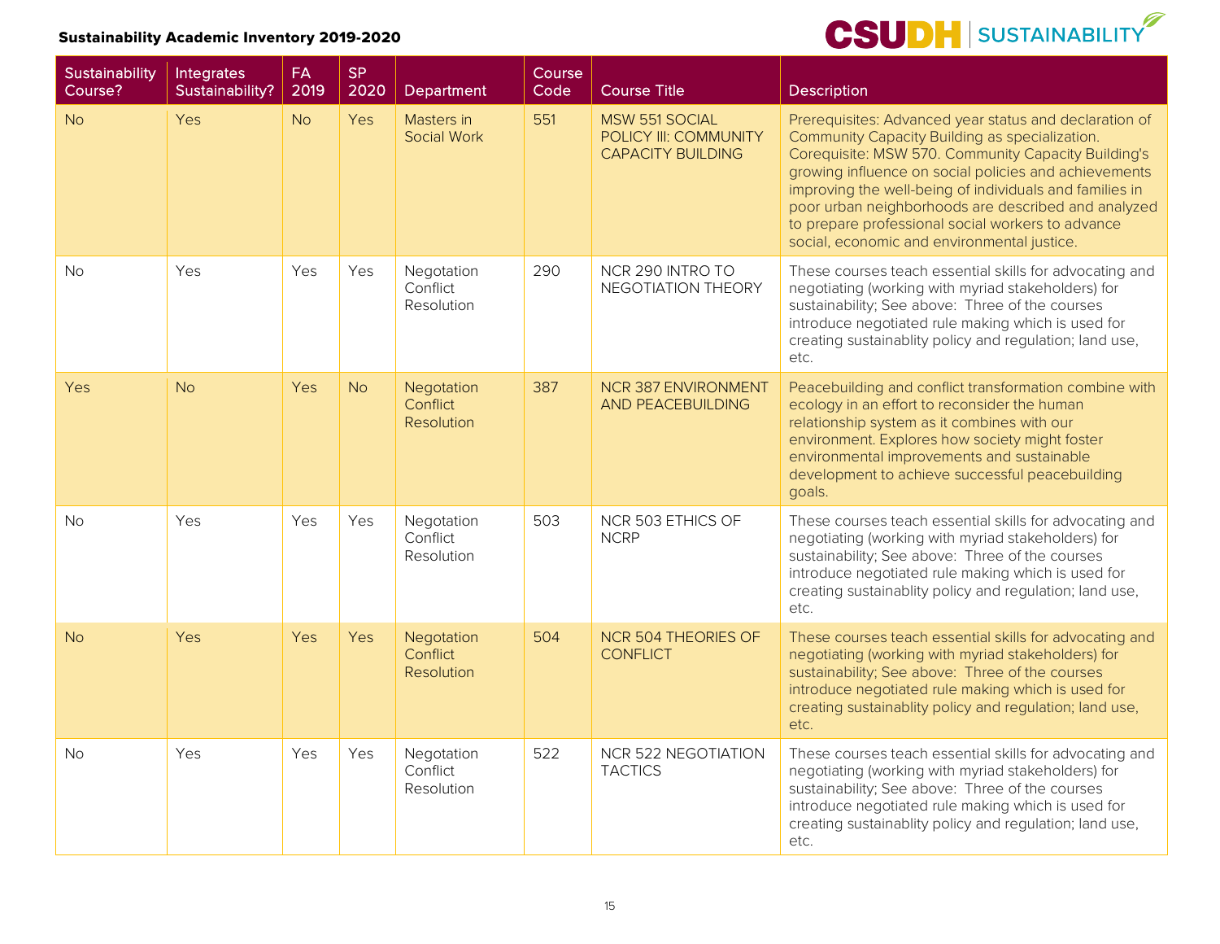| Sustainability Course? | Integrates Sustainability? | FA 2019 | SP 2020 | Department | Course Code | Course Title | Description |
|---|---|---|---|---|---|---|---|
| No | Yes | No | Yes | Masters in Social Work | 551 | MSW 551 SOCIAL POLICY III: COMMUNITY CAPACITY BUILDING | Prerequisites: Advanced year status and declaration of Community Capacity Building as specialization. Corequisite: MSW 570. Community Capacity Building's growing influence on social policies and achievements improving the well-being of individuals and families in poor urban neighborhoods are described and analyzed to prepare professional social workers to advance social, economic and environmental justice. |
| No | Yes | Yes | Yes | Negotation Conflict Resolution | 290 | NCR 290 INTRO TO NEGOTIATION THEORY | These courses teach essential skills for advocating and negotiating (working with myriad stakeholders) for sustainability; See above: Three of the courses introduce negotiated rule making which is used for creating sustainablity policy and regulation; land use, etc. |
| Yes | No | Yes | No | Negotation Conflict Resolution | 387 | NCR 387 ENVIRONMENT AND PEACEBUILDING | Peacebuilding and conflict transformation combine with ecology in an effort to reconsider the human relationship system as it combines with our environment. Explores how society might foster environmental improvements and sustainable development to achieve successful peacebuilding goals. |
| No | Yes | Yes | Yes | Negotation Conflict Resolution | 503 | NCR 503 ETHICS OF NCRP | These courses teach essential skills for advocating and negotiating (working with myriad stakeholders) for sustainability; See above: Three of the courses introduce negotiated rule making which is used for creating sustainablity policy and regulation; land use, etc. |
| No | Yes | Yes | Yes | Negotation Conflict Resolution | 504 | NCR 504 THEORIES OF CONFLICT | These courses teach essential skills for advocating and negotiating (working with myriad stakeholders) for sustainability; See above: Three of the courses introduce negotiated rule making which is used for creating sustainablity policy and regulation; land use, etc. |
| No | Yes | Yes | Yes | Negotation Conflict Resolution | 522 | NCR 522 NEGOTIATION TACTICS | These courses teach essential skills for advocating and negotiating (working with myriad stakeholders) for sustainability; See above: Three of the courses introduce negotiated rule making which is used for creating sustainablity policy and regulation; land use, etc. |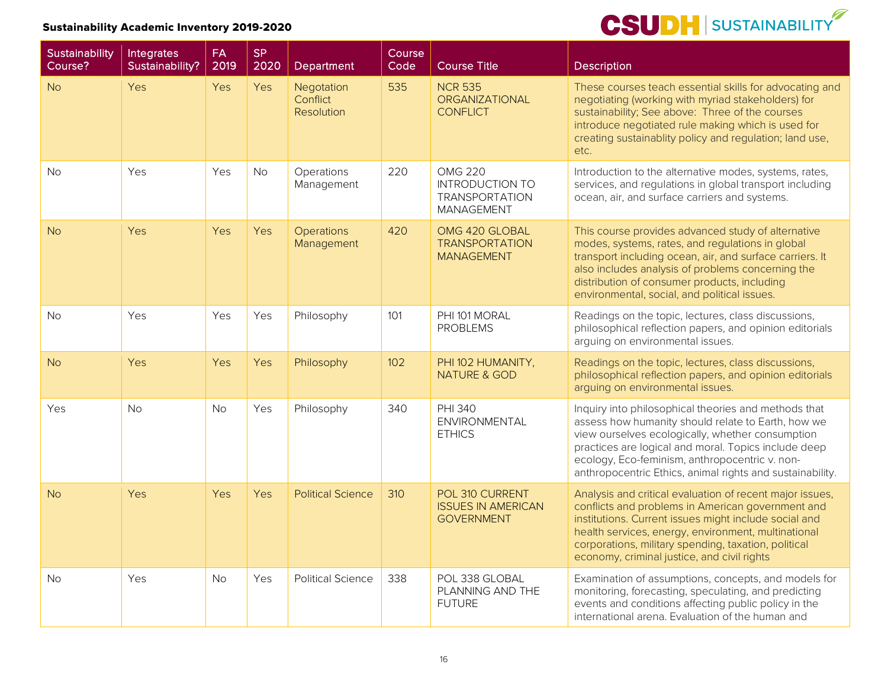**Sustainability Academic Inventory 2019-2020**

| Sustainability Course? | Integrates Sustainability? | FA 2019 | SP 2020 | Department | Course Code | Course Title | Description |
|---|---|---|---|---|---|---|---|
| No | Yes | Yes | Yes | Negotation Conflict Resolution | 535 | NCR 535 ORGANIZATIONAL CONFLICT | These courses teach essential skills for advocating and negotiating (working with myriad stakeholders) for sustainability; See above: Three of the courses introduce negotiated rule making which is used for creating sustainablity policy and regulation; land use, etc. |
| No | Yes | Yes | No | Operations Management | 220 | OMG 220 INTRODUCTION TO TRANSPORTATION MANAGEMENT | Introduction to the alternative modes, systems, rates, services, and regulations in global transport including ocean, air, and surface carriers and systems. |
| No | Yes | Yes | Yes | Operations Management | 420 | OMG 420 GLOBAL TRANSPORTATION MANAGEMENT | This course provides advanced study of alternative modes, systems, rates, and regulations in global transport including ocean, air, and surface carriers. It also includes analysis of problems concerning the distribution of consumer products, including environmental, social, and political issues. |
| No | Yes | Yes | Yes | Philosophy | 101 | PHI 101 MORAL PROBLEMS | Readings on the topic, lectures, class discussions, philosophical reflection papers, and opinion editorials arguing on environmental issues. |
| No | Yes | Yes | Yes | Philosophy | 102 | PHI 102 HUMANITY, NATURE & GOD | Readings on the topic, lectures, class discussions, philosophical reflection papers, and opinion editorials arguing on environmental issues. |
| Yes | No | No | Yes | Philosophy | 340 | PHI 340 ENVIRONMENTAL ETHICS | Inquiry into philosophical theories and methods that assess how humanity should relate to Earth, how we view ourselves ecologically, whether consumption practices are logical and moral. Topics include deep ecology, Eco-feminism, anthropocentric v. non-anthropocentric Ethics, animal rights and sustainability. |
| No | Yes | Yes | Yes | Political Science | 310 | POL 310 CURRENT ISSUES IN AMERICAN GOVERNMENT | Analysis and critical evaluation of recent major issues, conflicts and problems in American government and institutions. Current issues might include social and health services, energy, environment, multinational corporations, military spending, taxation, political economy, criminal justice, and civil rights |
| No | Yes | No | Yes | Political Science | 338 | POL 338 GLOBAL PLANNING AND THE FUTURE | Examination of assumptions, concepts, and models for monitoring, forecasting, speculating, and predicting events and conditions affecting public policy in the international arena. Evaluation of the human and |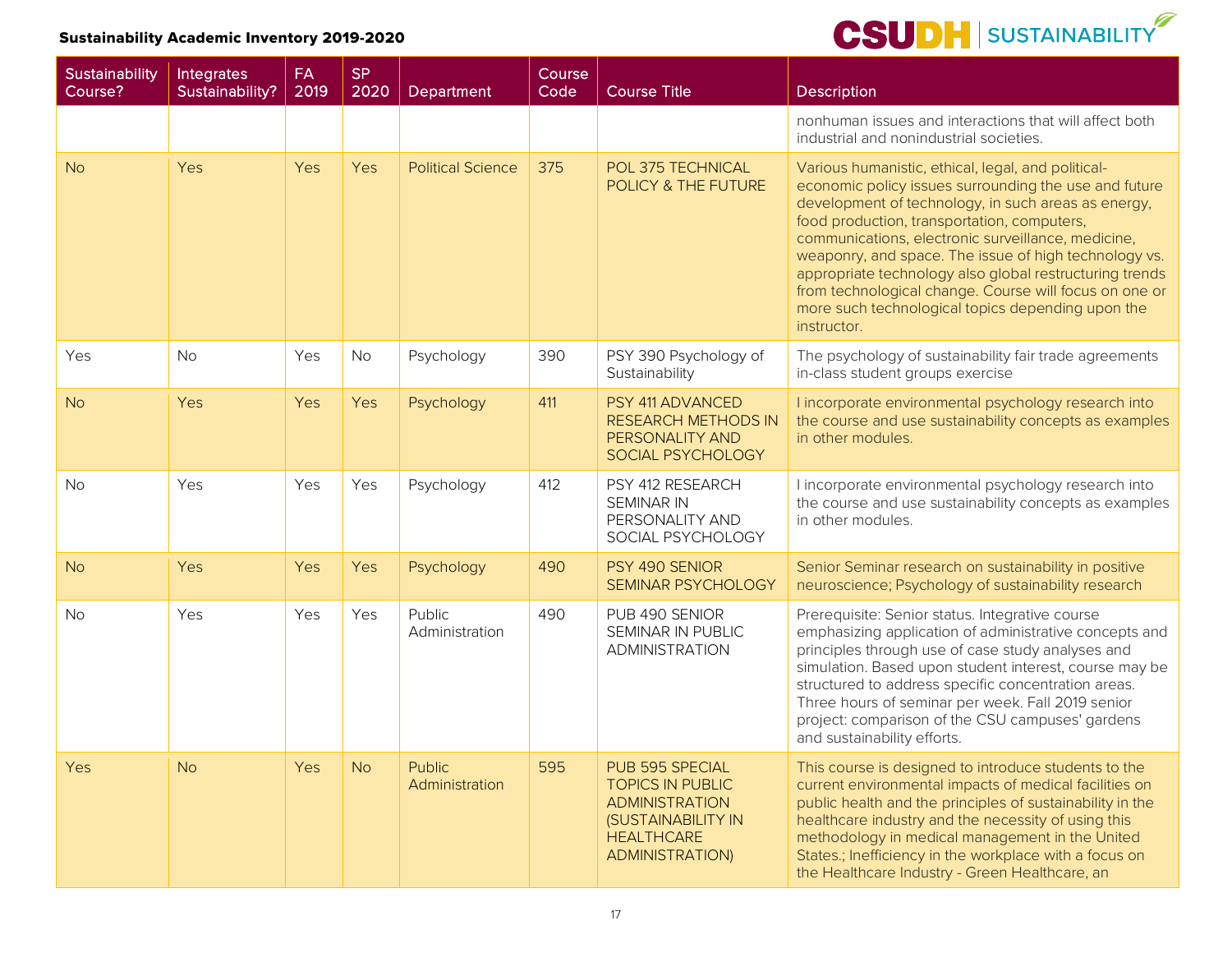| Sustainability Course? | Integrates Sustainability? | FA 2019 | SP 2020 | Department | Course Code | Course Title | Description |
|---|---|---|---|---|---|---|---|
| | | | | | | | nonhuman issues and interactions that will affect both industrial and nonindustrial societies. |
| No | Yes | Yes | Yes | Political Science | 375 | POL 375 TECHNICAL POLICY & THE FUTURE | Various humanistic, ethical, legal, and political-economic policy issues surrounding the use and future development of technology, in such areas as energy, food production, transportation, computers, communications, electronic surveillance, medicine, weaponry, and space. The issue of high technology vs. appropriate technology also global restructuring trends from technological change. Course will focus on one or more such technological topics depending upon the instructor. |
| Yes | No | Yes | No | Psychology | 390 | PSY 390 Psychology of Sustainability | The psychology of sustainability fair trade agreements in-class student groups exercise |
| No | Yes | Yes | Yes | Psychology | 411 | PSY 411 ADVANCED RESEARCH METHODS IN PERSONALITY AND SOCIAL PSYCHOLOGY | I incorporate environmental psychology research into the course and use sustainability concepts as examples in other modules. |
| No | Yes | Yes | Yes | Psychology | 412 | PSY 412 RESEARCH SEMINAR IN PERSONALITY AND SOCIAL PSYCHOLOGY | I incorporate environmental psychology research into the course and use sustainability concepts as examples in other modules. |
| No | Yes | Yes | Yes | Psychology | 490 | PSY 490 SENIOR SEMINAR PSYCHOLOGY | Senior Seminar research on sustainability in positive neuroscience; Psychology of sustainability research |
| No | Yes | Yes | Yes | Public Administration | 490 | PUB 490 SENIOR SEMINAR IN PUBLIC ADMINISTRATION | Prerequisite: Senior status. Integrative course emphasizing application of administrative concepts and principles through use of case study analyses and simulation. Based upon student interest, course may be structured to address specific concentration areas. Three hours of seminar per week. Fall 2019 senior project: comparison of the CSU campuses' gardens and sustainability efforts. |
| Yes | No | Yes | No | Public Administration | 595 | PUB 595 SPECIAL TOPICS IN PUBLIC ADMINISTRATION (SUSTAINABILITY IN HEALTHCARE ADMINISTRATION) | This course is designed to introduce students to the current environmental impacts of medical facilities on public health and the principles of sustainability in the healthcare industry and the necessity of using this methodology in medical management in the United States.; Inefficiency in the workplace with a focus on the Healthcare Industry - Green Healthcare, an |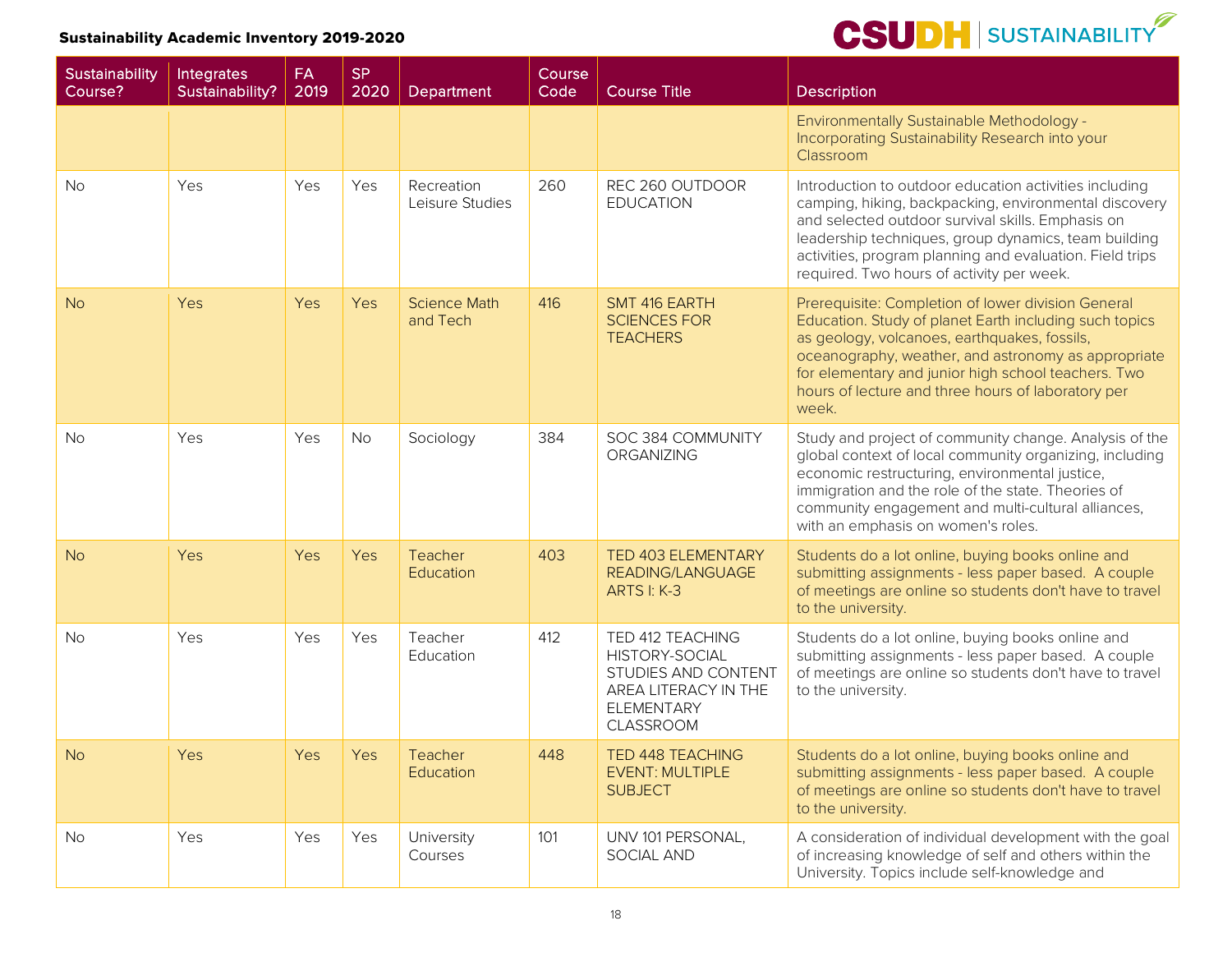| Sustainability Course? | Integrates Sustainability? | FA 2019 | SP 2020 | Department | Course Code | Course Title | Description |
|---|---|---|---|---|---|---|---|
| | | | | | | | Environmentally Sustainable Methodology - Incorporating Sustainability Research into your Classroom |
| No | Yes | Yes | Yes | Recreation Leisure Studies | 260 | REC 260 OUTDOOR EDUCATION | Introduction to outdoor education activities including camping, hiking, backpacking, environmental discovery and selected outdoor survival skills. Emphasis on leadership techniques, group dynamics, team building activities, program planning and evaluation. Field trips required. Two hours of activity per week. |
| No | Yes | Yes | Yes | Science Math and Tech | 416 | SMT 416 EARTH SCIENCES FOR TEACHERS | Prerequisite: Completion of lower division General Education. Study of planet Earth including such topics as geology, volcanoes, earthquakes, fossils, oceanography, weather, and astronomy as appropriate for elementary and junior high school teachers. Two hours of lecture and three hours of laboratory per week. |
| No | Yes | Yes | No | Sociology | 384 | SOC 384 COMMUNITY ORGANIZING | Study and project of community change. Analysis of the global context of local community organizing, including economic restructuring, environmental justice, immigration and the role of the state. Theories of community engagement and multi-cultural alliances, with an emphasis on women's roles. |
| No | Yes | Yes | Yes | Teacher Education | 403 | TED 403 ELEMENTARY READING/LANGUAGE ARTS I: K-3 | Students do a lot online, buying books online and submitting assignments - less paper based. A couple of meetings are online so students don't have to travel to the university. |
| No | Yes | Yes | Yes | Teacher Education | 412 | TED 412 TEACHING HISTORY-SOCIAL STUDIES AND CONTENT AREA LITERACY IN THE ELEMENTARY CLASSROOM | Students do a lot online, buying books online and submitting assignments - less paper based. A couple of meetings are online so students don't have to travel to the university. |
| No | Yes | Yes | Yes | Teacher Education | 448 | TED 448 TEACHING EVENT: MULTIPLE SUBJECT | Students do a lot online, buying books online and submitting assignments - less paper based. A couple of meetings are online so students don't have to travel to the university. |
| No | Yes | Yes | Yes | University Courses | 101 | UNV 101 PERSONAL, SOCIAL AND | A consideration of individual development with the goal of increasing knowledge of self and others within the University. Topics include self-knowledge and |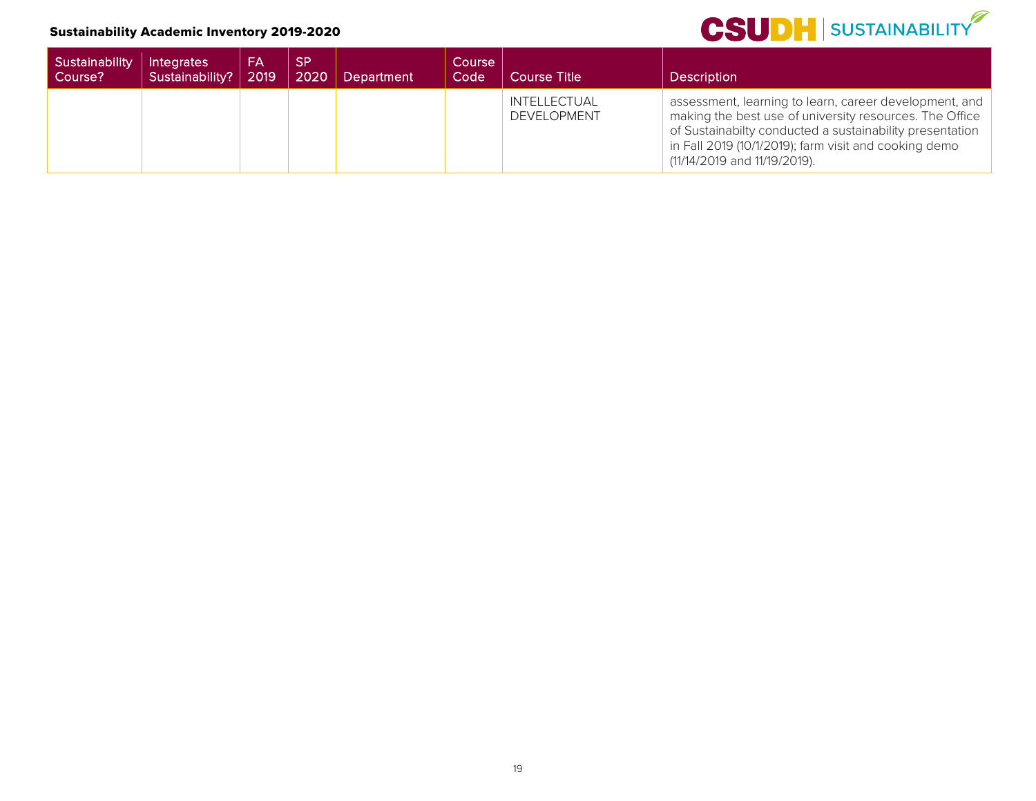| Sustainability Course? | Integrates Sustainability? | FA 2019 | SP 2020 | Department | Course Code | Course Title | Description |
|---|---|---|---|---|---|---|---|
| | | | | | | INTELLECTUAL DEVELOPMENT | assessment, learning to learn, career development, and making the best use of university resources. The Office of Sustainabilty conducted a sustainability presentation in Fall 2019 (10/1/2019); farm visit and cooking demo (11/14/2019 and 11/19/2019). |